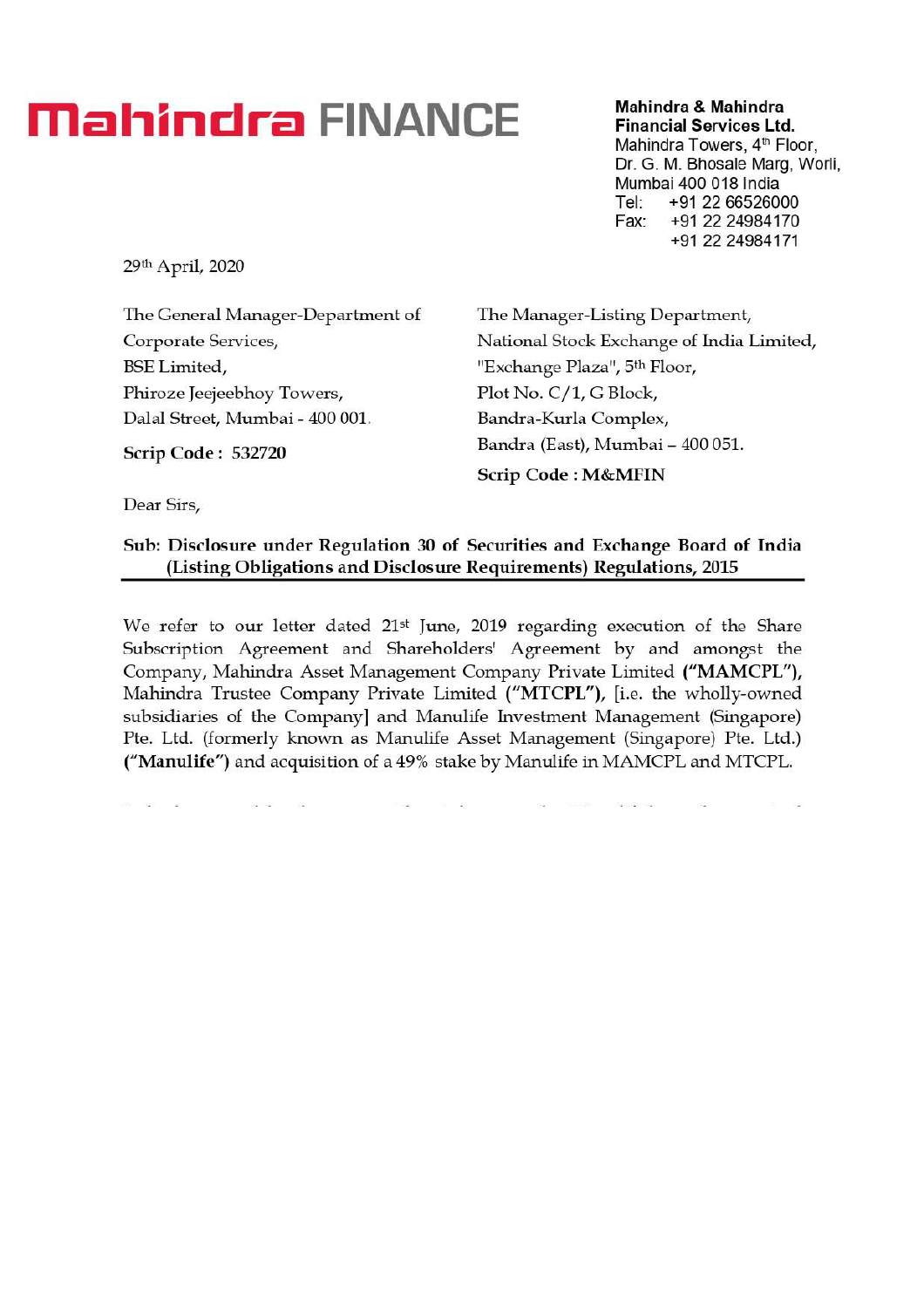# Mahindra FINANCE

**Mahindra & Mahindra Financial Services Ltd.**
Mahindra Towers, 4th Floor,
Dr. G. M. Bhosale Marg, Worli,
Mumbai 400 018 India
Tel: +91 22 66526000
Fax: +91 22 24984170
+91 22 24984171

29th April, 2020

The General Manager-Department of Corporate Services,
BSE Limited,
Phiroze Jeejeebhoy Towers,
Dalal Street, Mumbai - 400 001.

**Scrip Code : 532720**

The Manager-Listing Department,
National Stock Exchange of India Limited,
"Exchange Plaza", 5th Floor,
Plot No. C/1, G Block,
Bandra-Kurla Complex,
Bandra (East), Mumbai – 400 051.

**Scrip Code : M&MFIN**

Dear Sirs,

**Sub: Disclosure under Regulation 30 of Securities and Exchange Board of India (Listing Obligations and Disclosure Requirements) Regulations, 2015**

We refer to our letter dated 21st June, 2019 regarding execution of the Share Subscription Agreement and Shareholders' Agreement by and amongst the Company, Mahindra Asset Management Company Private Limited **("MAMCPL")**, Mahindra Trustee Company Private Limited **("MTCPL")**, [i.e. the wholly-owned subsidiaries of the Company] and Manulife Investment Management (Singapore) Pte. Ltd. (formerly known as Manulife Asset Management (Singapore) Pte. Ltd.) **("Manulife")** and acquisition of a 49% stake by Manulife in MAMCPL and MTCPL.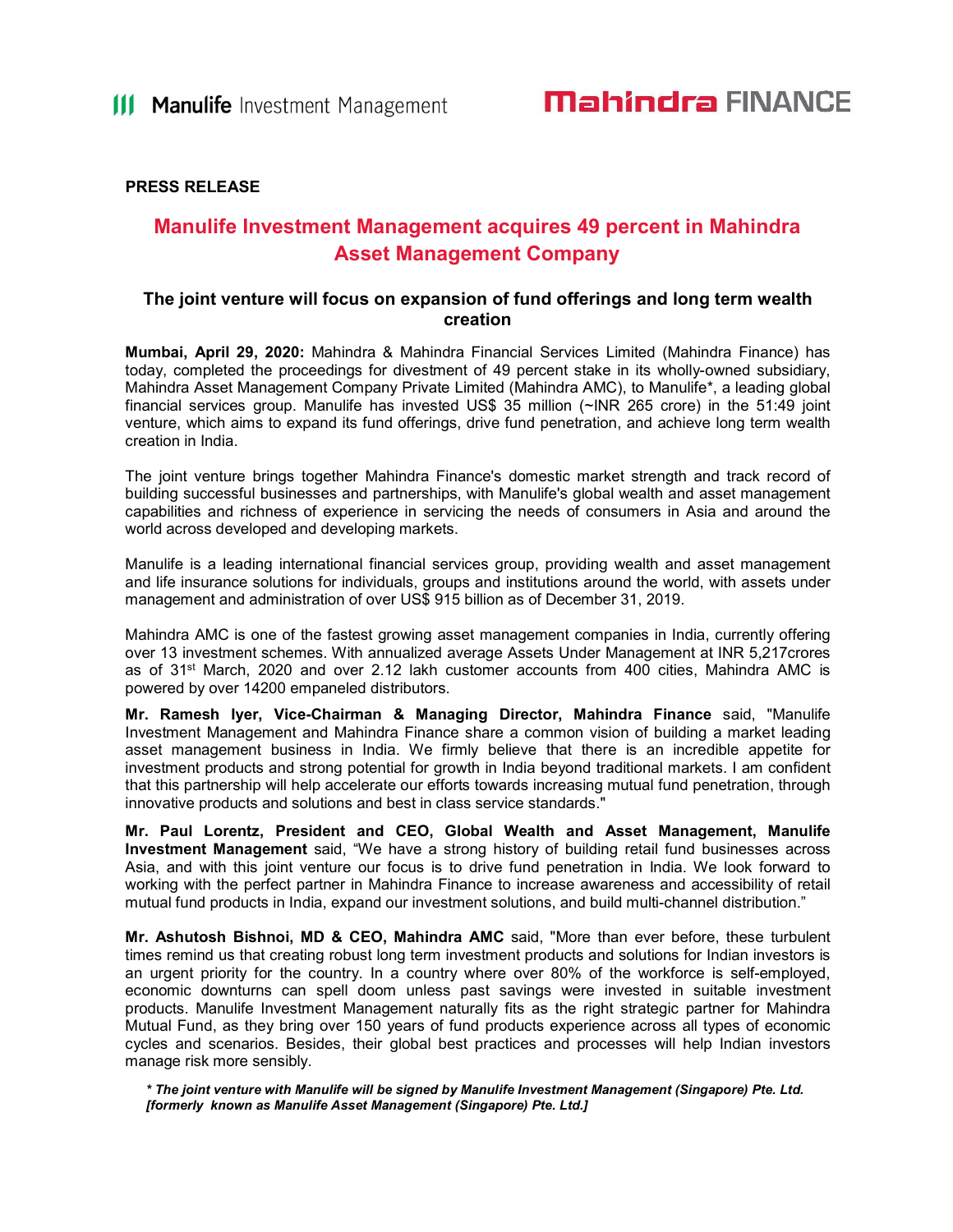Manulife Investment Management

Mahindra FINANCE

**PRESS RELEASE**

# Manulife Investment Management acquires 49 percent in Mahindra Asset Management Company

## The joint venture will focus on expansion of fund offerings and long term wealth creation

**Mumbai, April 29, 2020:** Mahindra & Mahindra Financial Services Limited (Mahindra Finance) has today, completed the proceedings for divestment of 49 percent stake in its wholly-owned subsidiary, Mahindra Asset Management Company Private Limited (Mahindra AMC), to Manulife*, a leading global financial services group. Manulife has invested US$ 35 million (~INR 265 crore) in the 51:49 joint venture, which aims to expand its fund offerings, drive fund penetration, and achieve long term wealth creation in India.

The joint venture brings together Mahindra Finance's domestic market strength and track record of building successful businesses and partnerships, with Manulife's global wealth and asset management capabilities and richness of experience in servicing the needs of consumers in Asia and around the world across developed and developing markets.

Manulife is a leading international financial services group, providing wealth and asset management and life insurance solutions for individuals, groups and institutions around the world, with assets under management and administration of over US$ 915 billion as of December 31, 2019.

Mahindra AMC is one of the fastest growing asset management companies in India, currently offering over 13 investment schemes. With annualized average Assets Under Management at INR 5,217crores as of 31st March, 2020 and over 2.12 lakh customer accounts from 400 cities, Mahindra AMC is powered by over 14200 empaneled distributors.

**Mr. Ramesh Iyer, Vice-Chairman & Managing Director, Mahindra Finance** said, "Manulife Investment Management and Mahindra Finance share a common vision of building a market leading asset management business in India. We firmly believe that there is an incredible appetite for investment products and strong potential for growth in India beyond traditional markets. I am confident that this partnership will help accelerate our efforts towards increasing mutual fund penetration, through innovative products and solutions and best in class service standards."

**Mr. Paul Lorentz, President and CEO, Global Wealth and Asset Management, Manulife Investment Management** said, “We have a strong history of building retail fund businesses across Asia, and with this joint venture our focus is to drive fund penetration in India. We look forward to working with the perfect partner in Mahindra Finance to increase awareness and accessibility of retail mutual fund products in India, expand our investment solutions, and build multi-channel distribution.”

**Mr. Ashutosh Bishnoi, MD & CEO, Mahindra AMC** said, "More than ever before, these turbulent times remind us that creating robust long term investment products and solutions for Indian investors is an urgent priority for the country. In a country where over 80% of the workforce is self-employed, economic downturns can spell doom unless past savings were invested in suitable investment products. Manulife Investment Management naturally fits as the right strategic partner for Mahindra Mutual Fund, as they bring over 150 years of fund products experience across all types of economic cycles and scenarios. Besides, their global best practices and processes will help Indian investors manage risk more sensibly.

***The joint venture with Manulife will be signed by Manulife Investment Management (Singapore) Pte. Ltd. [formerly known as Manulife Asset Management (Singapore) Pte. Ltd.]***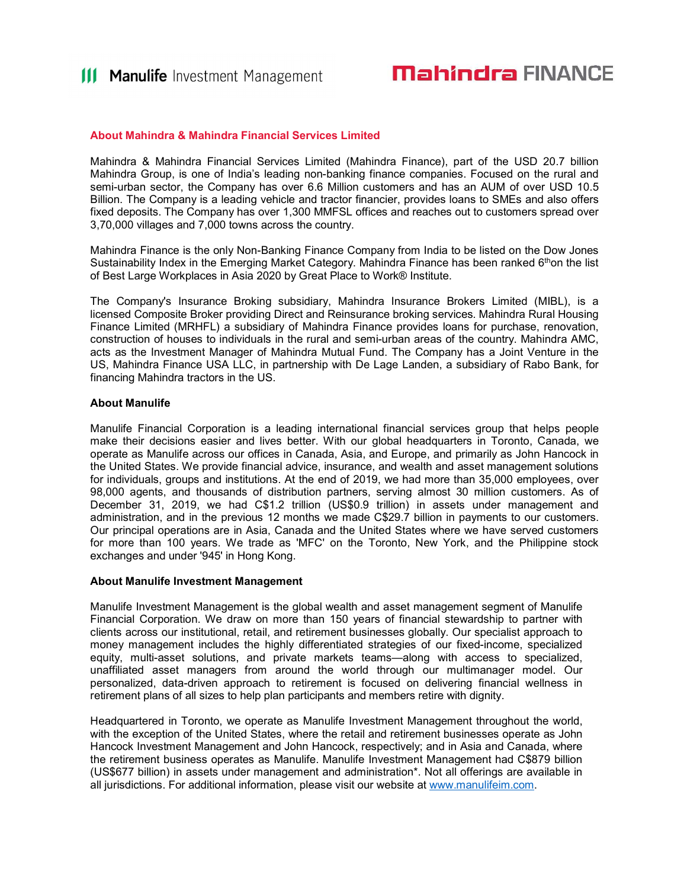## About Mahindra & Mahindra Financial Services Limited

Mahindra & Mahindra Financial Services Limited (Mahindra Finance), part of the USD 20.7 billion Mahindra Group, is one of India's leading non-banking finance companies. Focused on the rural and semi-urban sector, the Company has over 6.6 Million customers and has an AUM of over USD 10.5 Billion. The Company is a leading vehicle and tractor financier, provides loans to SMEs and also offers fixed deposits. The Company has over 1,300 MMFSL offices and reaches out to customers spread over 3,70,000 villages and 7,000 towns across the country.

Mahindra Finance is the only Non-Banking Finance Company from India to be listed on the Dow Jones Sustainability Index in the Emerging Market Category. Mahindra Finance has been ranked 6th on the list of Best Large Workplaces in Asia 2020 by Great Place to Work® Institute.

The Company's Insurance Broking subsidiary, Mahindra Insurance Brokers Limited (MIBL), is a licensed Composite Broker providing Direct and Reinsurance broking services. Mahindra Rural Housing Finance Limited (MRHFL) a subsidiary of Mahindra Finance provides loans for purchase, renovation, construction of houses to individuals in the rural and semi-urban areas of the country. Mahindra AMC, acts as the Investment Manager of Mahindra Mutual Fund. The Company has a Joint Venture in the US, Mahindra Finance USA LLC, in partnership with De Lage Landen, a subsidiary of Rabo Bank, for financing Mahindra tractors in the US.

**About Manulife**

Manulife Financial Corporation is a leading international financial services group that helps people make their decisions easier and lives better. With our global headquarters in Toronto, Canada, we operate as Manulife across our offices in Canada, Asia, and Europe, and primarily as John Hancock in the United States. We provide financial advice, insurance, and wealth and asset management solutions for individuals, groups and institutions. At the end of 2019, we had more than 35,000 employees, over 98,000 agents, and thousands of distribution partners, serving almost 30 million customers. As of December 31, 2019, we had C$1.2 trillion (US$0.9 trillion) in assets under management and administration, and in the previous 12 months we made C$29.7 billion in payments to our customers. Our principal operations are in Asia, Canada and the United States where we have served customers for more than 100 years. We trade as 'MFC' on the Toronto, New York, and the Philippine stock exchanges and under '945' in Hong Kong.

**About Manulife Investment Management**

Manulife Investment Management is the global wealth and asset management segment of Manulife Financial Corporation. We draw on more than 150 years of financial stewardship to partner with clients across our institutional, retail, and retirement businesses globally. Our specialist approach to money management includes the highly differentiated strategies of our fixed-income, specialized equity, multi-asset solutions, and private markets teams—along with access to specialized, unaffiliated asset managers from around the world through our multimanager model. Our personalized, data-driven approach to retirement is focused on delivering financial wellness in retirement plans of all sizes to help plan participants and members retire with dignity.

Headquartered in Toronto, we operate as Manulife Investment Management throughout the world, with the exception of the United States, where the retail and retirement businesses operate as John Hancock Investment Management and John Hancock, respectively; and in Asia and Canada, where the retirement business operates as Manulife. Manulife Investment Management had C$879 billion (US$677 billion) in assets under management and administration*. Not all offerings are available in all jurisdictions. For additional information, please visit our website at [www.manulifeim.com](www.manulifeim.com).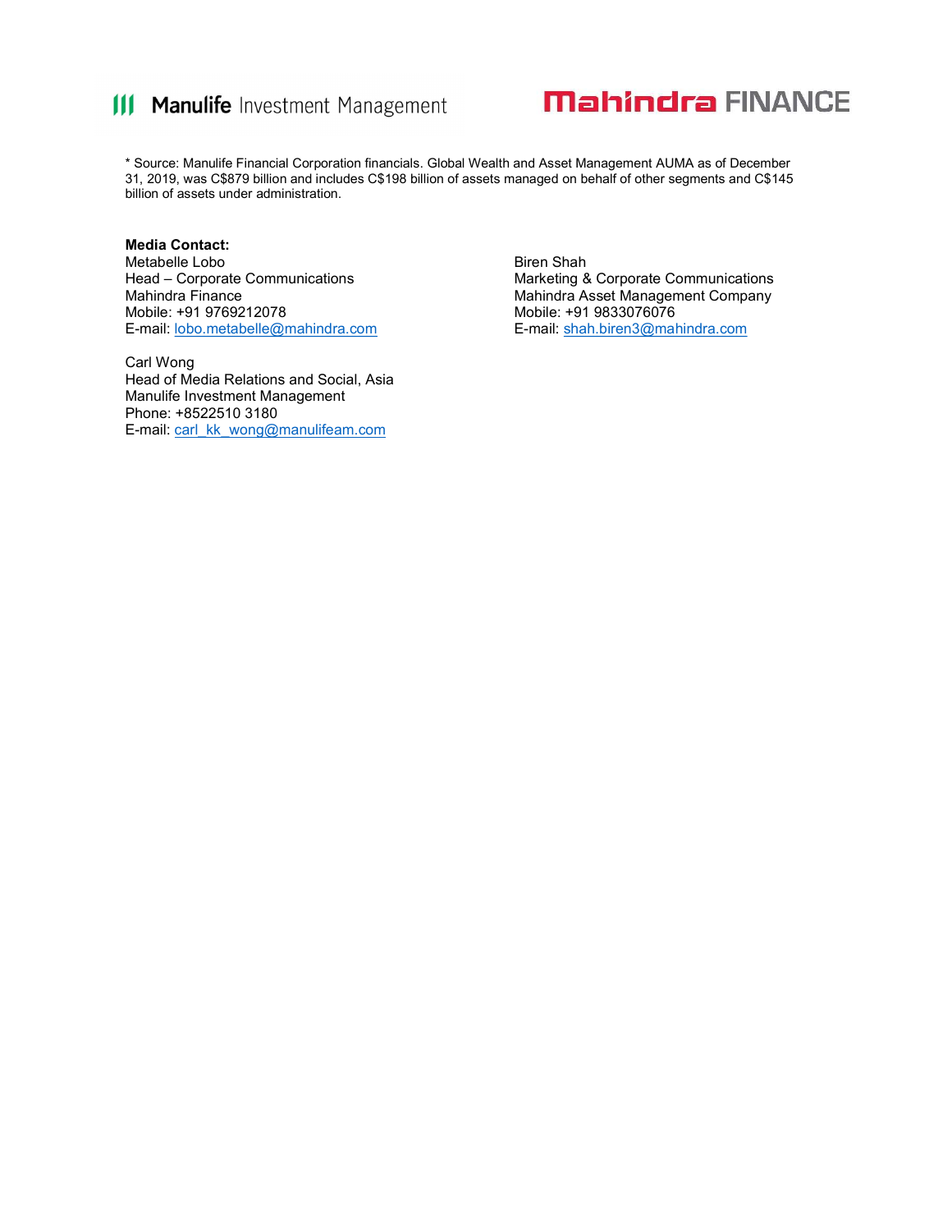* Source: Manulife Financial Corporation financials. Global Wealth and Asset Management AUMA as of December 31, 2019, was C$879 billion and includes C$198 billion of assets managed on behalf of other segments and C$145 billion of assets under administration.

**Media Contact:**

Metabelle Lobo
Head – Corporate Communications
Mahindra Finance
Mobile: +91 9769212078
E-mail: lobo.metabelle@mahindra.com

Biren Shah
Marketing & Corporate Communications
Mahindra Asset Management Company
Mobile: +91 9833076076
E-mail: shah.biren3@mahindra.com

Carl Wong
Head of Media Relations and Social, Asia
Manulife Investment Management
Phone: +8522510 3180
E-mail: carl_kk_wong@manulifeam.com